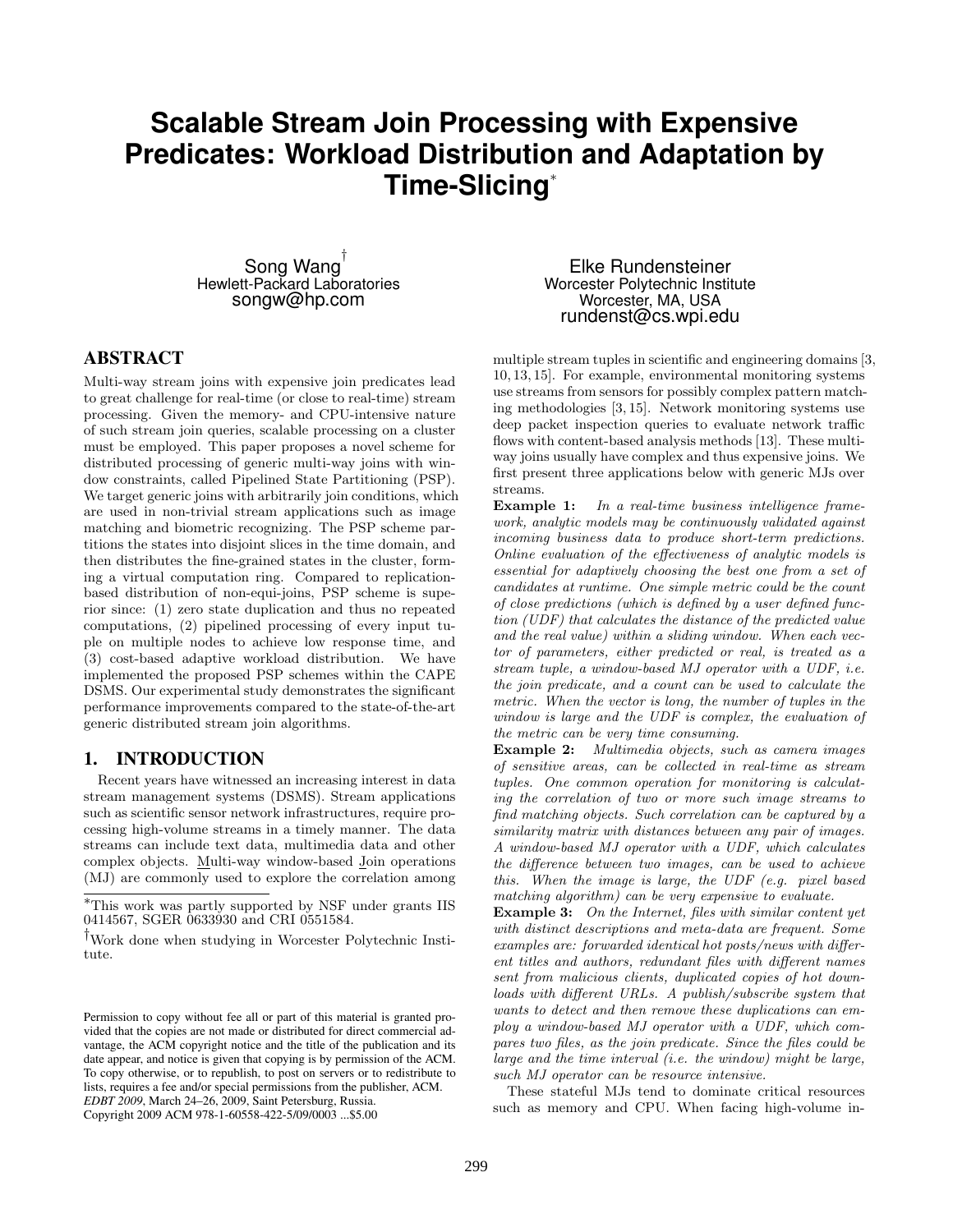# Scalable Stream Join Processing with Expensive Predicates: Workload Distribution and Adaptation by Time-Slicing*

Song Wang[†]
Hewlett-Packard Laboratories
songw@hp.com

Elke Rundensteiner
Worcester Polytechnic Institute
Worcester, MA, USA
rundenst@cs.wpi.edu

## ABSTRACT

Multi-way stream joins with expensive join predicates lead to great challenge for real-time (or close to real-time) stream processing. Given the memory- and CPU-intensive nature of such stream join queries, scalable processing on a cluster must be employed. This paper proposes a novel scheme for distributed processing of generic multi-way joins with window constraints, called Pipelined State Partitioning (PSP). We target generic joins with arbitrarily join conditions, which are used in non-trivial stream applications such as image matching and biometric recognizing. The PSP scheme partitions the states into disjoint slices in the time domain, and then distributes the fine-grained states in the cluster, forming a virtual computation ring. Compared to replication-based distribution of non-equi-joins, PSP scheme is superior since: (1) zero state duplication and thus no repeated computations, (2) pipelined processing of every input tuple on multiple nodes to achieve low response time, and (3) cost-based adaptive workload distribution. We have implemented the proposed PSP schemes within the CAPE DSMS. Our experimental study demonstrates the significant performance improvements compared to the state-of-the-art generic distributed stream join algorithms.

## 1. INTRODUCTION

Recent years have witnessed an increasing interest in data stream management systems (DSMS). Stream applications such as scientific sensor network infrastructures, require processing high-volume streams in a timely manner. The data streams can include text data, multimedia data and other complex objects. Multi-way window-based Join operations (MJ) are commonly used to explore the correlation among multiple stream tuples in scientific and engineering domains [3, 10, 13, 15]. For example, environmental monitoring systems use streams from sensors for possibly complex pattern matching methodologies [3, 15]. Network monitoring systems use deep packet inspection queries to evaluate network traffic flows with content-based analysis methods [13]. These multi-way joins usually have complex and thus expensive joins. We first present three applications below with generic MJs over streams.

**Example 1:** *In a real-time business intelligence framework, analytic models may be continuously validated against incoming business data to produce short-term predictions. Online evaluation of the effectiveness of analytic models is essential for adaptively choosing the best one from a set of candidates at runtime. One simple metric could be the count of close predictions (which is defined by a user defined function (UDF) that calculates the distance of the predicted value and the real value) within a sliding window. When each vector of parameters, either predicted or real, is treated as a stream tuple, a window-based MJ operator with a UDF, i.e. the join predicate, and a count can be used to calculate the metric. When the vector is long, the number of tuples in the window is large and the UDF is complex, the evaluation of the metric can be very time consuming.*

**Example 2:** *Multimedia objects, such as camera images of sensitive areas, can be collected in real-time as stream tuples. One common operation for monitoring is calculating the correlation of two or more such image streams to find matching objects. Such correlation can be captured by a similarity matrix with distances between any pair of images. A window-based MJ operator with a UDF, which calculates the difference between two images, can be used to achieve this. When the image is large, the UDF (e.g. pixel based matching algorithm) can be very expensive to evaluate.*

**Example 3:** *On the Internet, files with similar content yet with distinct descriptions and meta-data are frequent. Some examples are: forwarded identical hot posts/news with different titles and authors, redundant files with different names sent from malicious clients, duplicated copies of hot downloads with different URLs. A publish/subscribe system that wants to detect and then remove these duplications can employ a window-based MJ operator with a UDF, which compares two files, as the join predicate. Since the files could be large and the time interval (i.e. the window) might be large, such MJ operator can be resource intensive.*

These stateful MJs tend to dominate critical resources such as memory and CPU. When facing high-volume in-

---

*This work was partly supported by NSF under grants IIS 0414567, SGER 0633930 and CRI 0551584.

[†]Work done when studying in Worcester Polytechnic Institute.

Permission to copy without fee all or part of this material is granted provided that the copies are not made or distributed for direct commercial advantage, the ACM copyright notice and the title of the publication and its date appear, and notice is given that copying is by permission of the ACM. To copy otherwise, or to republish, to post on servers or to redistribute to lists, requires a fee and/or special permissions from the publisher, ACM. *EDBT 2009*, March 24–26, 2009, Saint Petersburg, Russia.
Copyright 2009 ACM 978-1-60558-422-5/09/0003 ...$5.00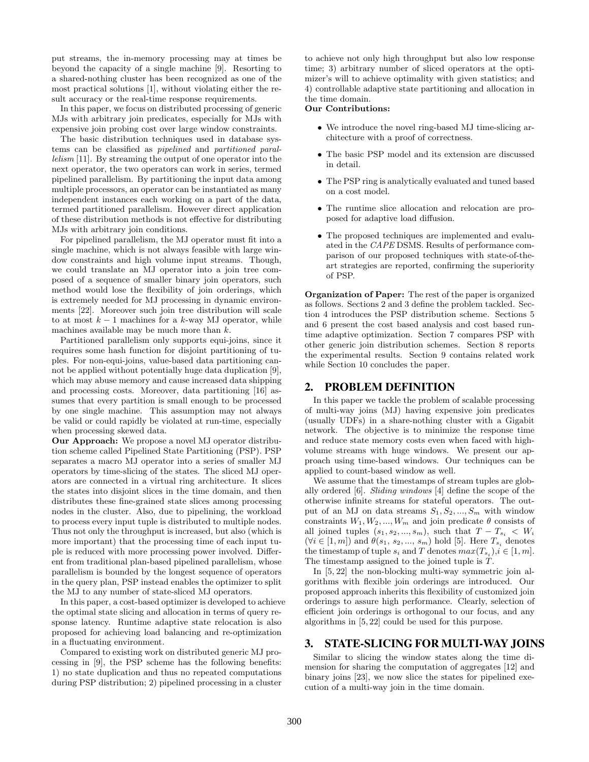put streams, the in-memory processing may at times be beyond the capacity of a single machine [9]. Resorting to a shared-nothing cluster has been recognized as one of the most practical solutions [1], without violating either the result accuracy or the real-time response requirements.

In this paper, we focus on distributed processing of generic MJs with arbitrary join predicates, especially for MJs with expensive join probing cost over large window constraints.

The basic distribution techniques used in database systems can be classified as *pipelined* and *partitioned parallelism* [11]. By streaming the output of one operator into the next operator, the two operators can work in series, termed pipelined parallelism. By partitioning the input data among multiple processors, an operator can be instantiated as many independent instances each working on a part of the data, termed partitioned parallelism. However direct application of these distribution methods is not effective for distributing MJs with arbitrary join conditions.

For pipelined parallelism, the MJ operator must fit into a single machine, which is not always feasible with large window constraints and high volume input streams. Though, we could translate an MJ operator into a join tree composed of a sequence of smaller binary join operators, such method would lose the flexibility of join orderings, which is extremely needed for MJ processing in dynamic environments [22]. Moreover such join tree distribution will scale to at most $k-1$ machines for a $k$-way MJ operator, while machines available may be much more than $k$.

Partitioned parallelism only supports equi-joins, since it requires some hash function for disjoint partitioning of tuples. For non-equi-joins, value-based data partitioning cannot be applied without potentially huge data duplication [9], which may abuse memory and cause increased data shipping and processing costs. Moreover, data partitioning [16] assumes that every partition is small enough to be processed by one single machine. This assumption may not always be valid or could rapidly be violated at run-time, especially when processing skewed data.

**Our Approach:** We propose a novel MJ operator distribution scheme called Pipelined State Partitioning (PSP). PSP separates a macro MJ operator into a series of smaller MJ operators by time-slicing of the states. The sliced MJ operators are connected in a virtual ring architecture. It slices the states into disjoint slices in the time domain, and then distributes these fine-grained state slices among processing nodes in the cluster. Also, due to pipelining, the workload to process every input tuple is distributed to multiple nodes. Thus not only the throughput is increased, but also (which is more important) that the processing time of each input tuple is reduced with more processing power involved. Different from traditional plan-based pipelined parallelism, whose parallelism is bounded by the longest sequence of operators in the query plan, PSP instead enables the optimizer to split the MJ to any number of state-sliced MJ operators.

In this paper, a cost-based optimizer is developed to achieve the optimal state slicing and allocation in terms of query response latency. Runtime adaptive state relocation is also proposed for achieving load balancing and re-optimization in a fluctuating environment.

Compared to existing work on distributed generic MJ processing in [9], the PSP scheme has the following benefits: 1) no state duplication and thus no repeated computations during PSP distribution; 2) pipelined processing in a cluster to achieve not only high throughput but also low response time; 3) arbitrary number of sliced operators at the optimizer's will to achieve optimality with given statistics; and 4) controllable adaptive state partitioning and allocation in the time domain.

**Our Contributions:**

- We introduce the novel ring-based MJ time-slicing architecture with a proof of correctness.
- The basic PSP model and its extension are discussed in detail.
- The PSP ring is analytically evaluated and tuned based on a cost model.
- The runtime slice allocation and relocation are proposed for adaptive load diffusion.
- The proposed techniques are implemented and evaluated in the *CAPE* DSMS. Results of performance comparison of our proposed techniques with state-of-the-art strategies are reported, confirming the superiority of PSP.

**Organization of Paper:** The rest of the paper is organized as follows. Sections 2 and 3 define the problem tackled. Section 4 introduces the PSP distribution scheme. Sections 5 and 6 present the cost based analysis and cost based runtime adaptive optimization. Section 7 compares PSP with other generic join distribution schemes. Section 8 reports the experimental results. Section 9 contains related work while Section 10 concludes the paper.

## 2. PROBLEM DEFINITION

In this paper we tackle the problem of scalable processing of multi-way joins (MJ) having expensive join predicates (usually UDFs) in a share-nothing cluster with a Gigabit network. The objective is to minimize the response time and reduce state memory costs even when faced with high-volume streams with huge windows. We present our approach using time-based windows. Our techniques can be applied to count-based window as well.

We assume that the timestamps of stream tuples are globally ordered [6]. *Sliding windows* [4] define the scope of the otherwise infinite streams for stateful operators. The output of an MJ on data streams $S_1, S_2, ..., S_m$ with window constraints $W_1, W_2, ..., W_m$ and join predicate $\theta$ consists of all joined tuples $(s_1, s_2, ..., s_m)$, such that $T - T_{s_i} < W_i$ ($\forall i \in [1, m]$) and $\theta(s_1, s_2, ..., s_m)$ hold [5]. Here $T_{s_i}$ denotes the timestamp of tuple $s_i$ and $T$ denotes $max(T_{s_i}), i \in [1, m]$. The timestamp assigned to the joined tuple is $T$.

In [5, 22] the non-blocking multi-way symmetric join algorithms with flexible join orderings are introduced. Our proposed approach inherits this flexibility of customized join orderings to assure high performance. Clearly, selection of efficient join orderings is orthogonal to our focus, and any algorithms in [5, 22] could be used for this purpose.

## 3. STATE-SLICING FOR MULTI-WAY JOINS

Similar to slicing the window states along the time dimension for sharing the computation of aggregates [12] and binary joins [23], we now slice the states for pipelined execution of a multi-way join in the time domain.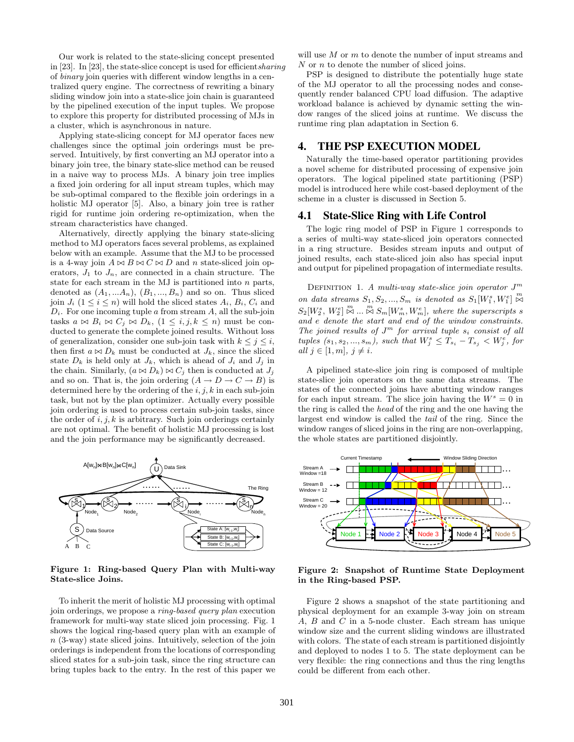Our work is related to the state-slicing concept presented in [23]. In [23], the state-slice concept is used for efficient *sharing* of *binary* join queries with different window lengths in a centralized query engine. The correctness of rewriting a binary sliding window join into a state-slice join chain is guaranteed by the pipelined execution of the input tuples. We propose to explore this property for distributed processing of MJs in a cluster, which is asynchronous in nature.

Applying state-slicing concept for MJ operator faces new challenges since the optimal join orderings must be preserved. Intuitively, by first converting an MJ operator into a binary join tree, the binary state-slice method can be reused in a naive way to process MJs. A binary join tree implies a fixed join ordering for all input stream tuples, which may be sub-optimal compared to the flexible join orderings in a holistic MJ operator [5]. Also, a binary join tree is rather rigid for runtime join ordering re-optimization, when the stream characteristics have changed.

Alternatively, directly applying the binary state-slicing method to MJ operators faces several problems, as explained below with an example. Assume that the MJ to be processed is a 4-way join $A \bowtie B \bowtie C \bowtie D$ and $n$ state-sliced join operators, $J_1$ to $J_n$, are connected in a chain structure. The state for each stream in the MJ is partitioned into $n$ parts, denoted as $(A_1, ...A_n)$, $(B_1, ..., B_n)$ and so on. Thus sliced join $J_i$ $(1 \leq i \leq n)$ will hold the sliced states $A_i$, $B_i$, $C_i$ and $D_i$. For one incoming tuple $a$ from stream $A$, all the sub-join tasks $a \bowtie B_i \bowtie C_j \bowtie D_k$, $(1 \leq i, j, k \leq n)$ must be conducted to generate the complete joined results. Without loss of generalization, consider one sub-join task with $k \leq j \leq i$, then first $a \bowtie D_k$ must be conducted at $J_k$, since the sliced state $D_k$ is held only at $J_k$, which is ahead of $J_i$ and $J_j$ in the chain. Similarly, $(a \bowtie D_k) \bowtie C_j$ then is conducted at $J_j$ and so on. That is, the join ordering $(A \rightarrow D \rightarrow C \rightarrow B)$ is determined here by the ordering of the $i, j, k$ in each sub-join task, but not by the plan optimizer. Actually every possible join ordering is used to process certain sub-join tasks, since the order of $i, j, k$ is arbitrary. Such join orderings certainly are not optimal. The benefit of holistic MJ processing is lost and the join performance may be significantly decreased.

**Figure 1: Ring-based Query Plan with Multi-way State-slice Joins.**

To inherit the merit of holistic MJ processing with optimal join orderings, we propose a *ring-based query plan* execution framework for multi-way state sliced join processing. Fig. 1 shows the logical ring-based query plan with an example of $n$ (3-way) state sliced joins. Intuitively, selection of the join orderings is independent from the locations of corresponding sliced states for a sub-join task, since the ring structure can bring tuples back to the entry. In the rest of this paper we will use $M$ or $m$ to denote the number of input streams and $N$ or $n$ to denote the number of sliced joins.

PSP is designed to distribute the potentially huge state of the MJ operator to all the processing nodes and consequently render balanced CPU load diffusion. The adaptive workload balance is achieved by dynamic setting the window ranges of the sliced joins at runtime. We discuss the runtime ring plan adaptation in Section 6.

## 4. THE PSP EXECUTION MODEL

Naturally the time-based operator partitioning provides a novel scheme for distributed processing of expensive join operators. The logical pipelined state partitioning (PSP) model is introduced here while cost-based deployment of the scheme in a cluster is discussed in Section 5.

### 4.1 State-Slice Ring with Life Control

The logic ring model of PSP in Figure 1 corresponds to a series of multi-way state-sliced join operators connected in a ring structure. Besides stream inputs and output of joined results, each state-sliced join also has special input and output for pipelined propagation of intermediate results.

Definition 1. *A multi-way state-slice join operator $J^m$ on data streams $S_1, S_2, ..., S_m$ is denoted as $S_1[W_1^s, W_1^e] \overset{m}{\bowtie} S_2[W_2^s, W_2^e] \overset{m}{\bowtie} ... \overset{m}{\bowtie} S_m[W_m^s, W_m^e]$, where the superscripts $s$ and $e$ denote the start and end of the window constraints. The joined results of $J^m$ for arrival tuple $s_i$ consist of all tuples $(s_1, s_2, ..., s_m)$, such that $W_j^s \leq T_{s_i} - T_{s_j} < W_j^e$, for all $j \in [1, m]$, $j \neq i$.*

A pipelined state-slice join ring is composed of multiple state-slice join operators on the same data streams. The states of the connected joins have abutting window ranges for each input stream. The slice join having the $W^s = 0$ in the ring is called the *head* of the ring and the one having the largest end window is called the *tail* of the ring. Since the window ranges of sliced joins in the ring are non-overlapping, the whole states are partitioned disjointly.

**Figure 2: Snapshot of Runtime State Deployment in the Ring-based PSP.**

Figure 2 shows a snapshot of the state partitioning and physical deployment for an example 3-way join on stream $A$, $B$ and $C$ in a 5-node cluster. Each stream has unique window size and the current sliding windows are illustrated with colors. The state of each stream is partitioned disjointly and deployed to nodes 1 to 5. The state deployment can be very flexible: the ring connections and thus the ring lengths could be different from each other.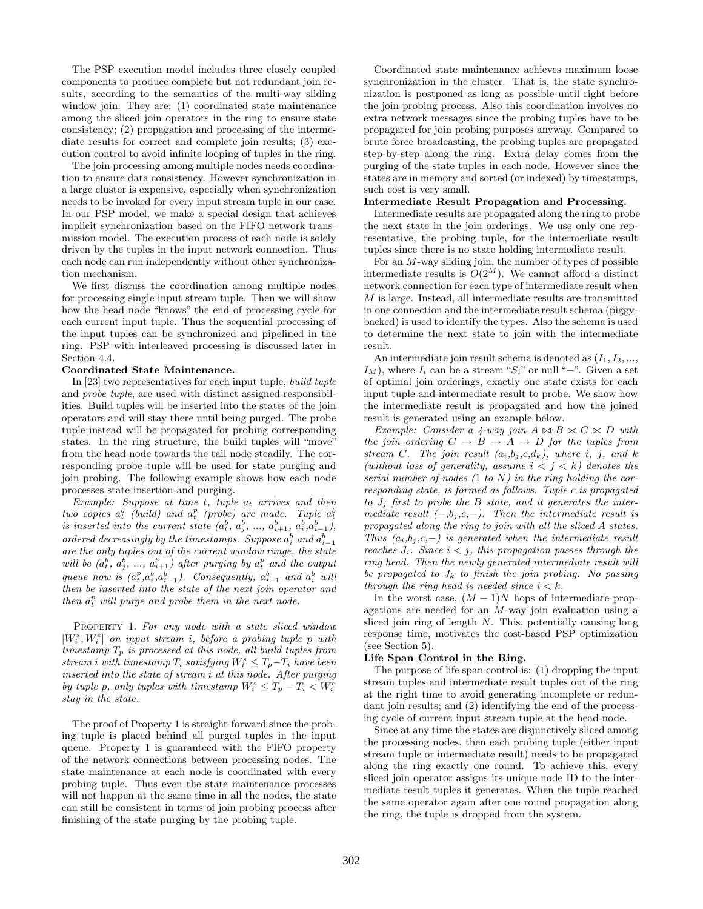The PSP execution model includes three closely coupled components to produce complete but not redundant join results, according to the semantics of the multi-way sliding window join. They are: (1) coordinated state maintenance among the sliced join operators in the ring to ensure state consistency; (2) propagation and processing of the intermediate results for correct and complete join results; (3) execution control to avoid infinite looping of tuples in the ring.

The join processing among multiple nodes needs coordination to ensure data consistency. However synchronization in a large cluster is expensive, especially when synchronization needs to be invoked for every input stream tuple in our case. In our PSP model, we make a special design that achieves implicit synchronization based on the FIFO network transmission model. The execution process of each node is solely driven by the tuples in the input network connection. Thus each node can run independently without other synchronization mechanism.

We first discuss the coordination among multiple nodes for processing single input stream tuple. Then we will show how the head node "knows" the end of processing cycle for each current input tuple. Thus the sequential processing of the input tuples can be synchronized and pipelined in the ring. PSP with interleaved processing is discussed later in Section 4.4.

**Coordinated State Maintenance.**

In [23] two representatives for each input tuple, *build tuple* and *probe tuple*, are used with distinct assigned responsibilities. Build tuples will be inserted into the states of the join operators and will stay there until being purged. The probe tuple instead will be propagated for probing corresponding states. In the ring structure, the build tuples will "move" from the head node towards the tail node steadily. The corresponding probe tuple will be used for state purging and join probing. The following example shows how each node processes state insertion and purging.

*Example: Suppose at time t, tuple $a_t$ arrives and then two copies $a_t^b$ (build) and $a_t^p$ (probe) are made. Tuple $a_t^b$ is inserted into the current state ($a_t^b$, $a_j^b$, ..., $a_{i+1}^b$, $a_i^b$,$a_{i-1}^b$), ordered decreasingly by the timestamps. Suppose $a_i^b$ and $a_{i-1}^b$ are the only tuples out of the current window range, the state will be ($a_t^b$, $a_j^b$, ..., $a_{i+1}^b$) after purging by $a_t^p$ and the output queue now is ($a_t^p$,$a_i^b$,$a_{i-1}^b$). Consequently, $a_{i-1}^b$ and $a_i^b$ will then be inserted into the state of the next join operator and then $a_t^p$ will purge and probe them in the next node.*

PROPERTY 1. *For any node with a state sliced window $[W_i^s, W_i^e]$ on input stream i, before a probing tuple p with timestamp $T_p$ is processed at this node, all build tuples from stream i with timestamp $T_i$ satisfying $W_i^s \leq T_p - T_i$ have been inserted into the state of stream i at this node. After purging by tuple p, only tuples with timestamp $W_i^s \leq T_p - T_i < W_i^e$ stay in the state.*

The proof of Property 1 is straight-forward since the probing tuple is placed behind all purged tuples in the input queue. Property 1 is guaranteed with the FIFO property of the network connections between processing nodes. The state maintenance at each node is coordinated with every probing tuple. Thus even the state maintenance processes will not happen at the same time in all the nodes, the state can still be consistent in terms of join probing process after finishing of the state purging by the probing tuple.

Coordinated state maintenance achieves maximum loose synchronization in the cluster. That is, the state synchronization is postponed as long as possible until right before the join probing process. Also this coordination involves no extra network messages since the probing tuples have to be propagated for join probing purposes anyway. Compared to brute force broadcasting, the probing tuples are propagated step-by-step along the ring. Extra delay comes from the purging of the state tuples in each node. However since the states are in memory and sorted (or indexed) by timestamps, such cost is very small.

**Intermediate Result Propagation and Processing.**

Intermediate results are propagated along the ring to probe the next state in the join orderings. We use only one representative, the probing tuple, for the intermediate result tuples since there is no state holding intermediate result.

For an $M$-way sliding join, the number of types of possible intermediate results is $O(2^M)$. We cannot afford a distinct network connection for each type of intermediate result when $M$ is large. Instead, all intermediate results are transmitted in one connection and the intermediate result schema (piggy-backed) is used to identify the types. Also the schema is used to determine the next state to join with the intermediate result.

An intermediate join result schema is denoted as ($I_1, I_2, ..., I_M$), where $I_i$ can be a stream "$S_i$" or null "$-$". Given a set of optimal join orderings, exactly one state exists for each input tuple and intermediate result to probe. We show how the intermediate result is propagated and how the joined result is generated using an example below.

*Example: Consider a 4-way join $A \bowtie B \bowtie C \bowtie D$ with the join ordering $C \rightarrow B \rightarrow A \rightarrow D$ for the tuples from stream C. The join result ($a_i$,$b_j$,$c$,$d_k$), where i, j, and k (without loss of generality, assume $i < j < k$) denotes the serial number of nodes (1 to N) in the ring holding the corresponding state, is formed as follows. Tuple c is propagated to $J_j$ first to probe the B state, and it generates the intermediate result ($-$,$b_j$,$c$,$-$). Then the intermediate result is propagated along the ring to join with all the sliced A states. Thus ($a_i$,$b_j$,$c$,$-$) is generated when the intermediate result reaches $J_i$. Since $i < j$, this propagation passes through the ring head. Then the newly generated intermediate result will be propagated to $J_k$ to finish the join probing. No passing through the ring head is needed since $i < k$.*

In the worst case, $(M-1)N$ hops of intermediate propagations are needed for an $M$-way join evaluation using a sliced join ring of length $N$. This, potentially causing long response time, motivates the cost-based PSP optimization (see Section 5).

**Life Span Control in the Ring.**

The purpose of life span control is: (1) dropping the input stream tuples and intermediate result tuples out of the ring at the right time to avoid generating incomplete or redundant join results; and (2) identifying the end of the processing cycle of current input stream tuple at the head node.

Since at any time the states are disjunctively sliced among the processing nodes, then each probing tuple (either input stream tuple or intermediate result) needs to be propagated along the ring exactly one round. To achieve this, every sliced join operator assigns its unique node ID to the intermediate result tuples it generates. When the tuple reached the same operator again after one round propagation along the ring, the tuple is dropped from the system.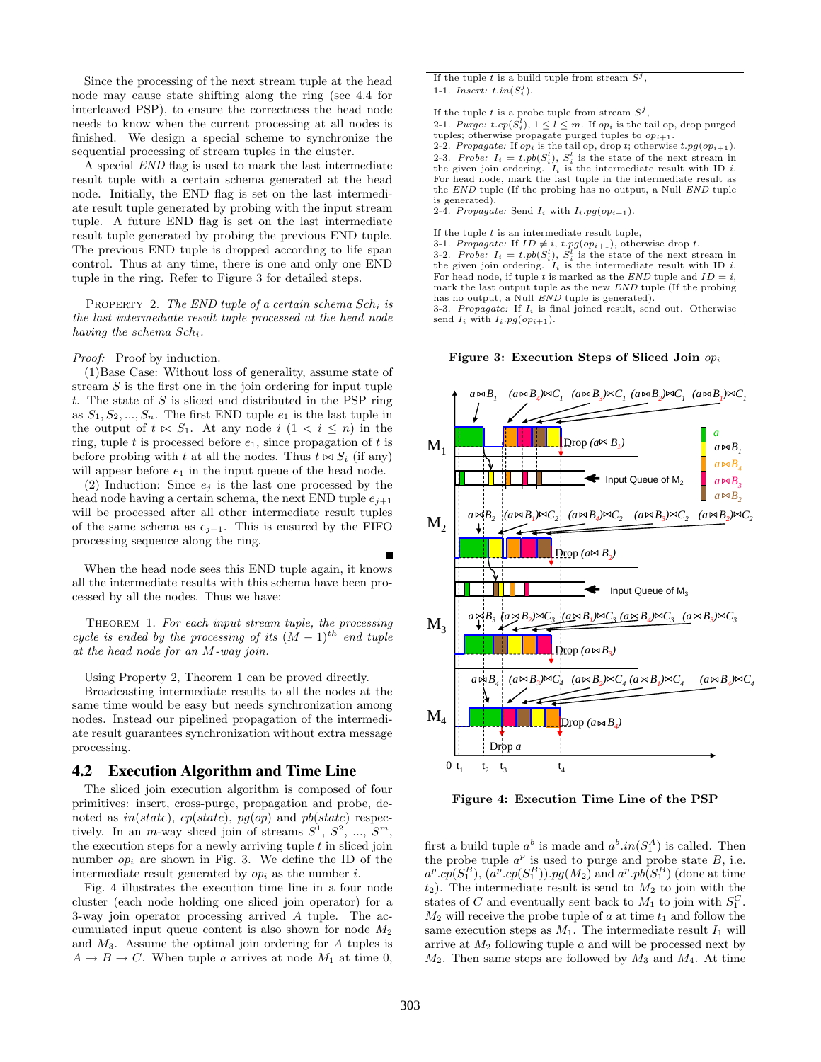Since the processing of the next stream tuple at the head node may cause state shifting along the ring (see 4.4 for interleaved PSP), to ensure the correctness the head node needs to know when the current processing at all nodes is finished. We design a special scheme to synchronize the sequential processing of stream tuples in the cluster.

A special *END* flag is used to mark the last intermediate result tuple with a certain schema generated at the head node. Initially, the END flag is set on the last intermediate result tuple generated by probing with the input stream tuple. A future END flag is set on the last intermediate result tuple generated by probing the previous END tuple. The previous END tuple is dropped according to life span control. Thus at any time, there is one and only one END tuple in the ring. Refer to Figure 3 for detailed steps.

Property 2. *The END tuple of a certain schema $Sch_i$ is the last intermediate result tuple processed at the head node having the schema $Sch_i$.*

*Proof:* Proof by induction.

(1)Base Case: Without loss of generality, assume state of stream $S$ is the first one in the join ordering for input tuple $t$. The state of $S$ is sliced and distributed in the PSP ring as $S_1, S_2, ..., S_n$. The first END tuple $e_1$ is the last tuple in the output of $t \bowtie S_1$. At any node $i$ ($1 < i \leq n$) in the ring, tuple $t$ is processed before $e_1$, since propagation of $t$ is before probing with $t$ at all the nodes. Thus $t \bowtie S_i$ (if any) will appear before $e_1$ in the input queue of the head node.

(2) Induction: Since $e_j$ is the last one processed by the head node having a certain schema, the next END tuple $e_{j+1}$ will be processed after all other intermediate result tuples of the same schema as $e_{j+1}$. This is ensured by the FIFO processing sequence along the ring. ∎

When the head node sees this END tuple again, it knows all the intermediate results with this schema have been processed by all the nodes. Thus we have:

Theorem 1. *For each input stream tuple, the processing cycle is ended by the processing of its $(M-1)^{th}$ end tuple at the head node for an M-way join.*

Using Property 2, Theorem 1 can be proved directly.

Broadcasting intermediate results to all the nodes at the same time would be easy but needs synchronization among nodes. Instead our pipelined propagation of the intermediate result guarantees synchronization without extra message processing.

## 4.2 Execution Algorithm and Time Line

The sliced join execution algorithm is composed of four primitives: insert, cross-purge, propagation and probe, denoted as $in(state)$, $cp(state)$, $pg(op)$ and $pb(state)$ respectively. In an $m$-way sliced join of streams $S^1$, $S^2$, ..., $S^m$, the execution steps for a newly arriving tuple $t$ in sliced join number $op_i$ are shown in Fig. 3. We define the ID of the intermediate result generated by $op_i$ as the number $i$.

Fig. 4 illustrates the execution time line in a four node cluster (each node holding one sliced join operator) for a 3-way join operator processing arrived $A$ tuple. The accumulated input queue content is also shown for node $M_2$ and $M_3$. Assume the optimal join ordering for $A$ tuples is $A \rightarrow B \rightarrow C$. When tuple $a$ arrives at node $M_1$ at time 0, first a build tuple $a^b$ is made and $a^b.in(S_1^A)$ is called. Then the probe tuple $a^p$ is used to purge and probe state $B$, i.e. $a^p.cp(S_1^B)$, $(a^p.cp(S_1^B)).pg(M_2)$ and $a^p.pb(S_1^B)$ (done at time $t_2$). The intermediate result is send to $M_2$ to join with the states of $C$ and eventually sent back to $M_1$ to join with $S_1^C$. $M_2$ will receive the probe tuple of $a$ at time $t_1$ and follow the same execution steps as $M_1$. The intermediate result $I_1$ will arrive at $M_2$ following tuple $a$ and will be processed next by $M_2$. Then same steps are followed by $M_3$ and $M_4$. At time

---

If the tuple $t$ is a build tuple from stream $S^j$,
1-1. *Insert:* $t.in(S_i^j)$.

If the tuple $t$ is a probe tuple from stream $S^j$,
2-1. *Purge:* $t.cp(S_i^l)$, $1 \leq l \leq m$. If $op_i$ is the tail op, drop purged tuples; otherwise propagate purged tuples to $op_{i+1}$.
2-2. *Propagate:* If $op_i$ is the tail op, drop $t$; otherwise $t.pg(op_{i+1})$.
2-3. *Probe:* $I_i = t.pb(S_i^l)$, $S_i^l$ is the state of the next stream in the given join ordering. $I_i$ is the intermediate result with ID $i$. For head node, mark the last tuple in the intermediate result as the *END* tuple (If the probing has no output, a Null *END* tuple is generated).
2-4. *Propagate:* Send $I_i$ with $I_i.pg(op_{i+1})$.

If the tuple $t$ is an intermediate result tuple,
3-1. *Propagate:* If $ID \neq i$, $t.pg(op_{i+1})$, otherwise drop $t$.
3-2. *Probe:* $I_i = t.pb(S_i^l)$, $S_i^l$ is the state of the next stream in the given join ordering. $I_i$ is the intermediate result with ID $i$. For head node, if tuple $t$ is marked as the *END* tuple and $ID = i$, mark the last output tuple as the new *END* tuple (If the probing has no output, a Null *END* tuple is generated).
3-3. *Propagate:* If $I_i$ is final joined result, send out. Otherwise send $I_i$ with $I_i.pg(op_{i+1})$.

**Figure 3: Execution Steps of Sliced Join $op_i$**

**Figure 4: Execution Time Line of the PSP**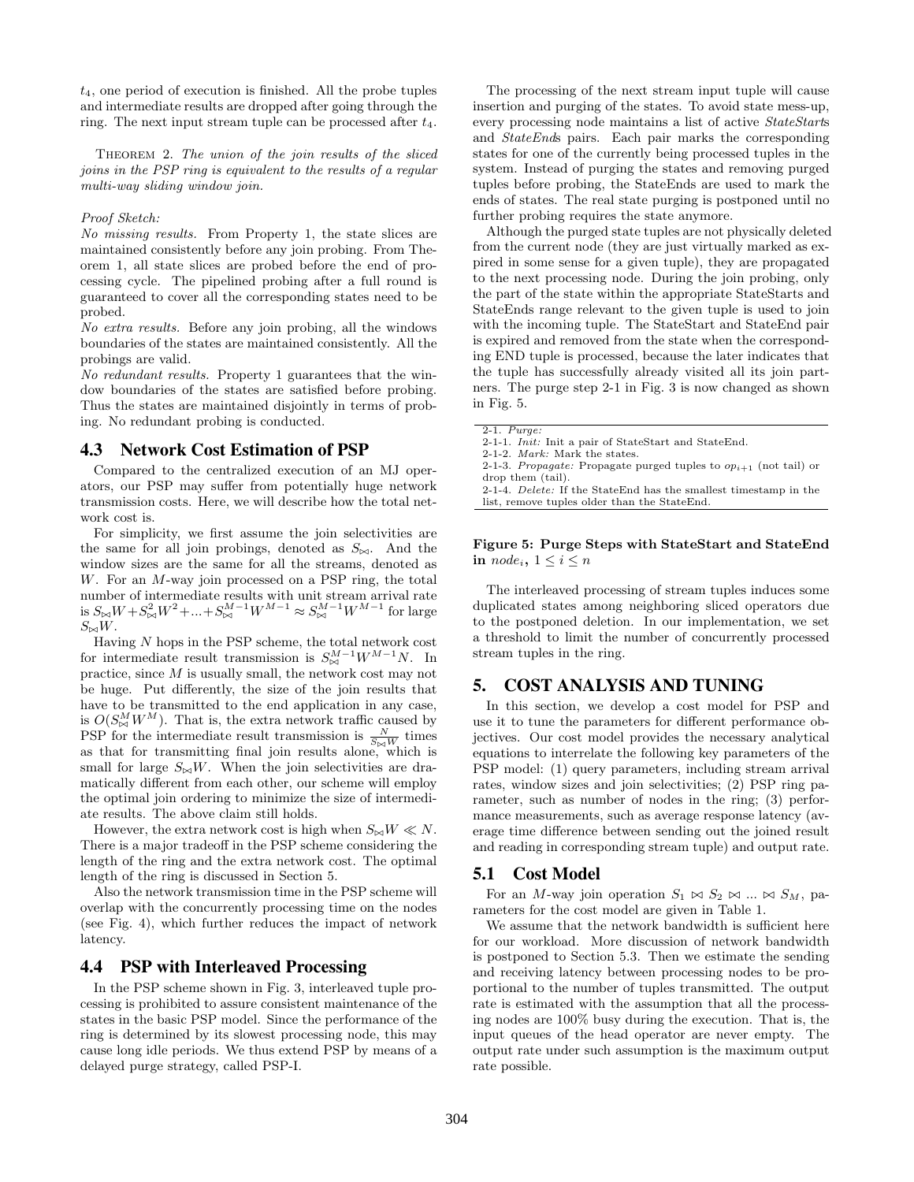$t_4$, one period of execution is finished. All the probe tuples and intermediate results are dropped after going through the ring. The next input stream tuple can be processed after $t_4$.

THEOREM 2. *The union of the join results of the sliced joins in the PSP ring is equivalent to the results of a regular multi-way sliding window join.*

*Proof Sketch:*
*No missing results.* From Property 1, the state slices are maintained consistently before any join probing. From Theorem 1, all state slices are probed before the end of processing cycle. The pipelined probing after a full round is guaranteed to cover all the corresponding states need to be probed.
*No extra results.* Before any join probing, all the windows boundaries of the states are maintained consistently. All the probings are valid.
*No redundant results.* Property 1 guarantees that the window boundaries of the states are satisfied before probing. Thus the states are maintained disjointly in terms of probing. No redundant probing is conducted.

## 4.3 Network Cost Estimation of PSP

Compared to the centralized execution of an MJ operators, our PSP may suffer from potentially huge network transmission costs. Here, we will describe how the total network cost is.

For simplicity, we first assume the join selectivities are the same for all join probings, denoted as $S_{\bowtie}$. And the window sizes are the same for all the streams, denoted as $W$. For an $M$-way join processed on a PSP ring, the total number of intermediate results with unit stream arrival rate is $S_{\bowtie}W + S_{\bowtie}^2W^2 + ... + S_{\bowtie}^{M-1}W^{M-1} \approx S_{\bowtie}^{M-1}W^{M-1}$ for large $S_{\bowtie}W$.

Having $N$ hops in the PSP scheme, the total network cost for intermediate result transmission is $S_{\bowtie}^{M-1}W^{M-1}N$. In practice, since $M$ is usually small, the network cost may not be huge. Put differently, the size of the join results that have to be transmitted to the end application in any case, is $O(S_{\bowtie}^{M}W^{M})$. That is, the extra network traffic caused by PSP for the intermediate result transmission is $\frac{N}{S_{\bowtie}W}$ times as that for transmitting final join results alone, which is small for large $S_{\bowtie}W$. When the join selectivities are dramatically different from each other, our scheme will employ the optimal join ordering to minimize the size of intermediate results. The above claim still holds.

However, the extra network cost is high when $S_{\bowtie}W \ll N$. There is a major tradeoff in the PSP scheme considering the length of the ring and the extra network cost. The optimal length of the ring is discussed in Section 5.

Also the network transmission time in the PSP scheme will overlap with the concurrently processing time on the nodes (see Fig. 4), which further reduces the impact of network latency.

## 4.4 PSP with Interleaved Processing

In the PSP scheme shown in Fig. 3, interleaved tuple processing is prohibited to assure consistent maintenance of the states in the basic PSP model. Since the performance of the ring is determined by its slowest processing node, this may cause long idle periods. We thus extend PSP by means of a delayed purge strategy, called PSP-I.

The processing of the next stream input tuple will cause insertion and purging of the states. To avoid state mess-up, every processing node maintains a list of active *StateStart*s and *StateEnd*s pairs. Each pair marks the corresponding states for one of the currently being processed tuples in the system. Instead of purging the states and removing purged tuples before probing, the StateEnds are used to mark the ends of states. The real state purging is postponed until no further probing requires the state anymore.

Although the purged state tuples are not physically deleted from the current node (they are just virtually marked as expired in some sense for a given tuple), they are propagated to the next processing node. During the join probing, only the part of the state within the appropriate StateStarts and StateEnds range relevant to the given tuple is used to join with the incoming tuple. The StateStart and StateEnd pair is expired and removed from the state when the corresponding END tuple is processed, because the later indicates that the tuple has successfully already visited all its join partners. The purge step 2-1 in Fig. 3 is now changed as shown in Fig. 5.

2-1. *Purge:*
2-1-1. *Init:* Init a pair of StateStart and StateEnd.
2-1-2. *Mark:* Mark the states.
2-1-3. *Propagate:* Propagate purged tuples to $op_{i+1}$ (not tail) or drop them (tail).
2-1-4. *Delete:* If the StateEnd has the smallest timestamp in the list, remove tuples older than the StateEnd.

**Figure 5: Purge Steps with StateStart and StateEnd in $node_i$, $1 \le i \le n$**

The interleaved processing of stream tuples induces some duplicated states among neighboring sliced operators due to the postponed deletion. In our implementation, we set a threshold to limit the number of concurrently processed stream tuples in the ring.

# 5. COST ANALYSIS AND TUNING

In this section, we develop a cost model for PSP and use it to tune the parameters for different performance objectives. Our cost model provides the necessary analytical equations to interrelate the following key parameters of the PSP model: (1) query parameters, including stream arrival rates, window sizes and join selectivities; (2) PSP ring parameter, such as number of nodes in the ring; (3) performance measurements, such as average response latency (average time difference between sending out the joined result and reading in corresponding stream tuple) and output rate.

## 5.1 Cost Model

For an $M$-way join operation $S_1 \bowtie S_2 \bowtie ... \bowtie S_M$, parameters for the cost model are given in Table 1.

We assume that the network bandwidth is sufficient here for our workload. More discussion of network bandwidth is postponed to Section 5.3. Then we estimate the sending and receiving latency between processing nodes to be proportional to the number of tuples transmitted. The output rate is estimated with the assumption that all the processing nodes are 100% busy during the execution. That is, the input queues of the head operator are never empty. The output rate under such assumption is the maximum output rate possible.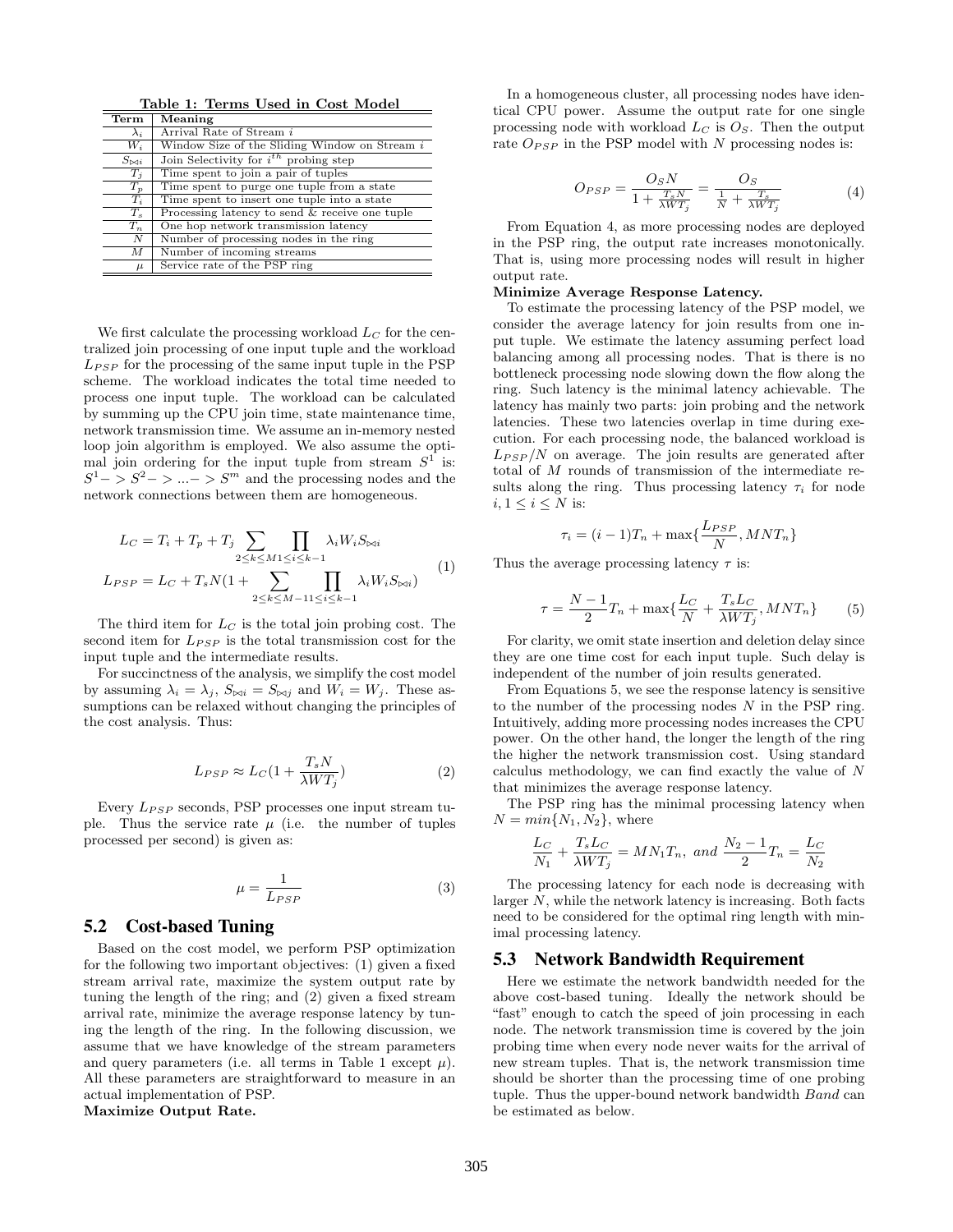**Table 1: Terms Used in Cost Model**

| Term | Meaning |
|---|---|
| $\lambda_i$ | Arrival Rate of Stream $i$ |
| $W_i$ | Window Size of the Sliding Window on Stream $i$ |
| $S_{\bowtie i}$ | Join Selectivity for $i^{th}$ probing step |
| $T_j$ | Time spent to join a pair of tuples |
| $T_p$ | Time spent to purge one tuple from a state |
| $T_i$ | Time spent to insert one tuple into a state |
| $T_s$ | Processing latency to send & receive one tuple |
| $T_n$ | One hop network transmission latency |
| $N$ | Number of processing nodes in the ring |
| $M$ | Number of incoming streams |
| $\mu$ | Service rate of the PSP ring |

We first calculate the processing workload $L_C$ for the centralized join processing of one input tuple and the workload $L_{PSP}$ for the processing of the same input tuple in the PSP scheme. The workload indicates the total time needed to process one input tuple. The workload can be calculated by summing up the CPU join time, state maintenance time, network transmission time. We assume an in-memory nested loop join algorithm is employed. We also assume the optimal join ordering for the input tuple from stream $S^1$ is: $S^1 -> S^2 -> ... -> S^m$ and the processing nodes and the network connections between them are homogeneous.

$$
\begin{aligned}
L_C &= T_i + T_p + T_j \sum_{2 \le k \le M} \prod_{1 \le i \le k-1} \lambda_i W_i S_{\bowtie i} \\
L_{PSP} &= L_C + T_s N (1 + \sum_{2 \le k \le M-1} \prod_{1 \le i \le k-1} \lambda_i W_i S_{\bowtie i})
\end{aligned}
\tag{1}
$$

The third item for $L_C$ is the total join probing cost. The second item for $L_{PSP}$ is the total transmission cost for the input tuple and the intermediate results.

For succinctness of the analysis, we simplify the cost model by assuming $\lambda_i = \lambda_j$, $S_{\bowtie i} = S_{\bowtie j}$ and $W_i = W_j$. These assumptions can be relaxed without changing the principles of the cost analysis. Thus:

$$
L_{PSP} \approx L_C \left(1 + \frac{T_s N}{\lambda W T_j}\right) \tag{2}
$$

Every $L_{PSP}$ seconds, PSP processes one input stream tuple. Thus the service rate $\mu$ (i.e. the number of tuples processed per second) is given as:

$$
\mu = \frac{1}{L_{PSP}} \tag{3}
$$

## 5.2 Cost-based Tuning

Based on the cost model, we perform PSP optimization for the following two important objectives: (1) given a fixed stream arrival rate, maximize the system output rate by tuning the length of the ring; and (2) given a fixed stream arrival rate, minimize the average response latency by tuning the length of the ring. In the following discussion, we assume that we have knowledge of the stream parameters and query parameters (i.e. all terms in Table 1 except $\mu$). All these parameters are straightforward to measure in an actual implementation of PSP.

**Maximize Output Rate.**

In a homogeneous cluster, all processing nodes have identical CPU power. Assume the output rate for one single processing node with workload $L_C$ is $O_S$. Then the output rate $O_{PSP}$ in the PSP model with $N$ processing nodes is:

$$
O_{PSP} = \frac{O_S N}{1 + \frac{T_s N}{\lambda W T_j}} = \frac{O_S}{\frac{1}{N} + \frac{T_s}{\lambda W T_j}} \tag{4}
$$

From Equation 4, as more processing nodes are deployed in the PSP ring, the output rate increases monotonically. That is, using more processing nodes will result in higher output rate.

**Minimize Average Response Latency.**

To estimate the processing latency of the PSP model, we consider the average latency for join results from one input tuple. We estimate the latency assuming perfect load balancing among all processing nodes. That is there is no bottleneck processing node slowing down the flow along the ring. Such latency is the minimal latency achievable. The latency has mainly two parts: join probing and the network latencies. These two latencies overlap in time during execution. For each processing node, the balanced workload is $L_{PSP}/N$ on average. The join results are generated after total of $M$ rounds of transmission of the intermediate results along the ring. Thus processing latency $\tau_i$ for node $i, 1 \le i \le N$ is:

$$
\tau_i = (i-1)T_n + \max\{\frac{L_{PSP}}{N}, M N T_n\}
$$

Thus the average processing latency $\tau$ is:

$$
\tau = \frac{N-1}{2} T_n + \max\{\frac{L_C}{N} + \frac{T_s L_C}{\lambda W T_j}, M N T_n\} \tag{5}
$$

For clarity, we omit state insertion and deletion delay since they are one time cost for each input tuple. Such delay is independent of the number of join results generated.

From Equations 5, we see the response latency is sensitive to the number of the processing nodes $N$ in the PSP ring. Intuitively, adding more processing nodes increases the CPU power. On the other hand, the longer the length of the ring the higher the network transmission cost. Using standard calculus methodology, we can find exactly the value of $N$ that minimizes the average response latency.

The PSP ring has the minimal processing latency when $N = min\{N_1, N_2\}$, where

$$
\frac{L_C}{N_1} + \frac{T_s L_C}{\lambda W T_j} = M N_1 T_n, \; and \; \frac{N_2 - 1}{2} T_n = \frac{L_C}{N_2}
$$

The processing latency for each node is decreasing with larger $N$, while the network latency is increasing. Both facts need to be considered for the optimal ring length with minimal processing latency.

## 5.3 Network Bandwidth Requirement

Here we estimate the network bandwidth needed for the above cost-based tuning. Ideally the network should be "fast" enough to catch the speed of join processing in each node. The network transmission time is covered by the join probing time when every node never waits for the arrival of new stream tuples. That is, the network transmission time should be shorter than the processing time of one probing tuple. Thus the upper-bound network bandwidth *Band* can be estimated as below.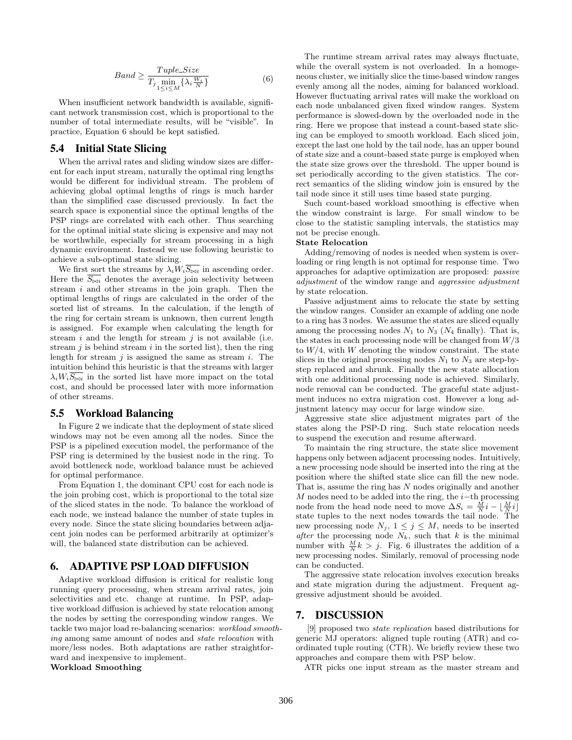$$Band \geq \frac{Tuple\_Size}{T_j \min_{1 \leq i \leq M} \{\lambda_i \frac{W_i}{N}\}} \qquad (6)$$

When insufficient network bandwidth is available, significant network transmission cost, which is proportional to the number of total intermediate results, will be "visible". In practice, Equation 6 should be kept satisfied.

## 5.4 Initial State Slicing

When the arrival rates and sliding window sizes are different for each input stream, naturally the optimal ring lengths would be different for individual stream. The problem of achieving global optimal lengths of rings is much harder than the simplified case discussed previously. In fact the search space is exponential since the optimal lengths of the PSP rings are correlated with each other. Thus searching for the optimal initial state slicing is expensive and may not be worthwhile, especially for stream processing in a high dynamic environment. Instead we use following heuristic to achieve a sub-optimal state slicing.

We first sort the streams by $\lambda_i W_i \overline{S_{\bowtie i}}$ in ascending order. Here the $\overline{S_{\bowtie i}}$ denotes the average join selectivity between stream $i$ and other streams in the join graph. Then the optimal lengths of rings are calculated in the order of the sorted list of streams. In the calculation, if the length of the ring for certain stream is unknown, then current length is assigned. For example when calculating the length for stream $i$ and the length for stream $j$ is not available (i.e. stream $j$ is behind stream $i$ in the sorted list), then the ring length for stream $j$ is assigned the same as stream $i$. The intuition behind this heuristic is that the streams with larger $\lambda_i W_i \overline{S_{\bowtie i}}$ in the sorted list have more impact on the total cost, and should be processed later with more information of other streams.

## 5.5 Workload Balancing

In Figure 2 we indicate that the deployment of state sliced windows may not be even among all the nodes. Since the PSP is a pipelined execution model, the performance of the PSP ring is determined by the busiest node in the ring. To avoid bottleneck node, workload balance must be achieved for optimal performance.

From Equation 1, the dominant CPU cost for each node is the join probing cost, which is proportional to the total size of the sliced states in the node. To balance the workload of each node, we instead balance the number of state tuples in every node. Since the state slicing boundaries between adjacent join nodes can be performed arbitrarily at optimizer's will, the balanced state distribution can be achieved.

# 6. ADAPTIVE PSP LOAD DIFFUSION

Adaptive workload diffusion is critical for realistic long running query processing, when stream arrival rates, join selectivities and etc. change at runtime. In PSP, adaptive workload diffusion is achieved by state relocation among the nodes by setting the corresponding window ranges. We tackle two major load re-balancing scenarios: *workload smoothing* among same amount of nodes and *state relocation* with more/less nodes. Both adaptations are rather straightforward and inexpensive to implement.

**Workload Smoothing**

The runtime stream arrival rates may always fluctuate, while the overall system is not overloaded. In a homogeneous cluster, we initially slice the time-based window ranges evenly among all the nodes, aiming for balanced workload. However fluctuating arrival rates will make the workload on each node unbalanced given fixed window ranges. System performance is slowed-down by the overloaded node in the ring. Here we propose that instead a count-based state slicing can be employed to smooth workload. Each sliced join, except the last one hold by the tail node, has an upper bound of state size and a count-based state purge is employed when the state size grows over the threshold. The upper bound is set periodically according to the given statistics. The correct semantics of the sliding window join is ensured by the tail node since it still uses time based state purging.

Such count-based workload smoothing is effective when the window constraint is large. For small window to be close to the statistic sampling intervals, the statistics may not be precise enough.

**State Relocation**

Adding/removing of nodes is needed when system is overloading or ring length is not optimal for response time. Two approaches for adaptive optimization are proposed: *passive adjustment* of the window range and *aggressive adjustment* by state relocation.

Passive adjustment aims to relocate the state by setting the window ranges. Consider an example of adding one node to a ring has 3 nodes. We assume the states are sliced equally among the processing nodes $N_1$ to $N_3$ ($N_4$ finally). That is, the states in each processing node will be changed from $W/3$ to $W/4$, with $W$ denoting the window constraint. The state slices in the original processing nodes $N_1$ to $N_3$ are step-by-step replaced and shrunk. Finally the new state allocation with one additional processing node is achieved. Similarly, node removal can be conducted. The graceful state adjustment induces no extra migration cost. However a long adjustment latency may occur for large window size.

Aggressive state slice adjustment migrates part of the states along the PSP-D ring. Such state relocation needs to suspend the execution and resume afterward.

To maintain the ring structure, the state slice movement happens only between adjacent processing nodes. Intuitively, a new processing node should be inserted into the ring at the position where the shifted state slice can fill the new node. That is, assume the ring has $N$ nodes originally and another $M$ nodes need to be added into the ring, the $i-$th processing node from the head node need to move $\Delta S_i = \frac{M}{N}i - \lfloor \frac{M}{N}i \rfloor$ state tuples to the next nodes towards the tail node. The new processing node $N_j$, $1 \leq j \leq M$, needs to be inserted *after* the processing node $N_k$, such that $k$ is the minimal number with $\frac{M}{N}k > j$. Fig. 6 illustrates the addition of a new processing nodes. Similarly, removal of processing node can be conducted.

The aggressive state relocation involves execution breaks and state migration during the adjustment. Frequent aggressive adjustment should be avoided.

# 7. DISCUSSION

[9] proposed two *state replication* based distributions for generic MJ operators: aligned tuple routing (ATR) and coordinated tuple routing (CTR). We briefly review these two approaches and compare them with PSP below.

ATR picks one input stream as the master stream and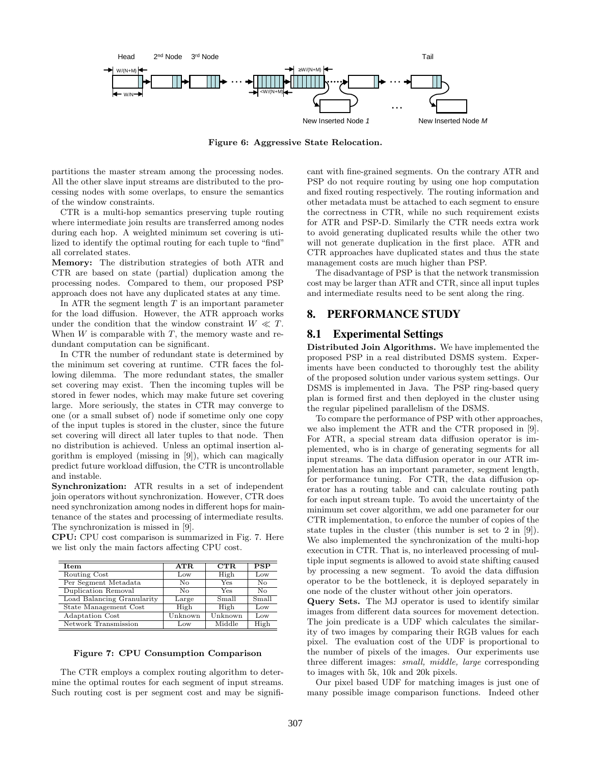Figure 6: Aggressive State Relocation.

partitions the master stream among the processing nodes. All the other slave input streams are distributed to the processing nodes with some overlaps, to ensure the semantics of the window constraints.

CTR is a multi-hop semantics preserving tuple routing where intermediate join results are transferred among nodes during each hop. A weighted minimum set covering is utilized to identify the optimal routing for each tuple to "find" all correlated states.

**Memory:** The distribution strategies of both ATR and CTR are based on state (partial) duplication among the processing nodes. Compared to them, our proposed PSP approach does not have any duplicated states at any time.

In ATR the segment length $T$ is an important parameter for the load diffusion. However, the ATR approach works under the condition that the window constraint $W \ll T$. When $W$ is comparable with $T$, the memory waste and redundant computation can be significant.

In CTR the number of redundant state is determined by the minimum set covering at runtime. CTR faces the following dilemma. The more redundant states, the smaller set covering may exist. Then the incoming tuples will be stored in fewer nodes, which may make future set covering large. More seriously, the states in CTR may converge to one (or a small subset of) node if sometime only one copy of the input tuples is stored in the cluster, since the future set covering will direct all later tuples to that node. Then no distribution is achieved. Unless an optimal insertion algorithm is employed (missing in [9]), which can magically predict future workload diffusion, the CTR is uncontrollable and instable.

**Synchronization:** ATR results in a set of independent join operators without synchronization. However, CTR does need synchronization among nodes in different hops for maintenance of the states and processing of intermediate results. The synchronization is missed in [9].

**CPU:** CPU cost comparison is summarized in Fig. 7. Here we list only the main factors affecting CPU cost.

| Item | ATR | CTR | PSP |
|---|---|---|---|
| Routing Cost | Low | High | Low |
| Per Segment Metadata | No | Yes | No |
| Duplication Removal | No | Yes | No |
| Load Balancing Granularity | Large | Small | Small |
| State Management Cost | High | High | Low |
| Adaptation Cost | Unknown | Unknown | Low |
| Network Transmission | Low | Middle | High |

**Figure 7: CPU Consumption Comparison**

The CTR employs a complex routing algorithm to determine the optimal routes for each segment of input streams. Such routing cost is per segment cost and may be significant with fine-grained segments. On the contrary ATR and PSP do not require routing by using one hop computation and fixed routing respectively. The routing information and other metadata must be attached to each segment to ensure the correctness in CTR, while no such requirement exists for ATR and PSP-D. Similarly the CTR needs extra work to avoid generating duplicated results while the other two will not generate duplication in the first place. ATR and CTR approaches have duplicated states and thus the state management costs are much higher than PSP.

The disadvantage of PSP is that the network transmission cost may be larger than ATR and CTR, since all input tuples and intermediate results need to be sent along the ring.

## 8. PERFORMANCE STUDY

### 8.1 Experimental Settings

**Distributed Join Algorithms.** We have implemented the proposed PSP in a real distributed DSMS system. Experiments have been conducted to thoroughly test the ability of the proposed solution under various system settings. Our DSMS is implemented in Java. The PSP ring-based query plan is formed first and then deployed in the cluster using the regular pipelined parallelism of the DSMS.

To compare the performance of PSP with other approaches, we also implement the ATR and the CTR proposed in [9]. For ATR, a special stream data diffusion operator is implemented, who is in charge of generating segments for all input streams. The data diffusion operator in our ATR implementation has an important parameter, segment length, for performance tuning. For CTR, the data diffusion operator has a routing table and can calculate routing path for each input stream tuple. To avoid the uncertainty of the minimum set cover algorithm, we add one parameter for our CTR implementation, to enforce the number of copies of the state tuples in the cluster (this number is set to 2 in [9]). We also implemented the synchronization of the multi-hop execution in CTR. That is, no interleaved processing of multiple input segments is allowed to avoid state shifting caused by processing a new segment. To avoid the data diffusion operator to be the bottleneck, it is deployed separately in one node of the cluster without other join operators.

**Query Sets.** The MJ operator is used to identify similar images from different data sources for movement detection. The join predicate is a UDF which calculates the similarity of two images by comparing their RGB values for each pixel. The evaluation cost of the UDF is proportional to the number of pixels of the images. Our experiments use three different images: *small, middle, large* corresponding to images with 5k, 10k and 20k pixels.

Our pixel based UDF for matching images is just one of many possible image comparison functions. Indeed other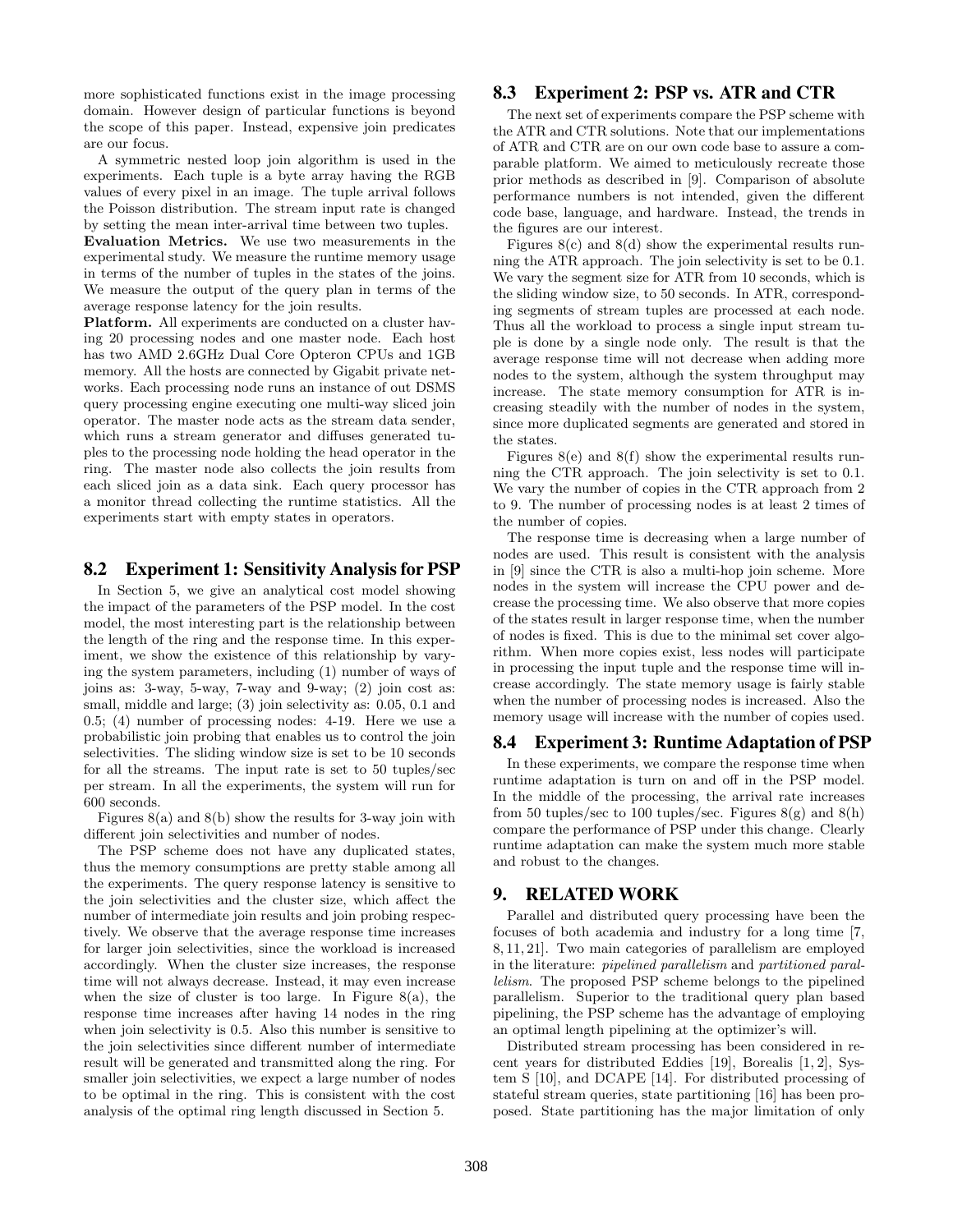more sophisticated functions exist in the image processing domain. However design of particular functions is beyond the scope of this paper. Instead, expensive join predicates are our focus.

A symmetric nested loop join algorithm is used in the experiments. Each tuple is a byte array having the RGB values of every pixel in an image. The tuple arrival follows the Poisson distribution. The stream input rate is changed by setting the mean inter-arrival time between two tuples.

**Evaluation Metrics.** We use two measurements in the experimental study. We measure the runtime memory usage in terms of the number of tuples in the states of the joins. We measure the output of the query plan in terms of the average response latency for the join results.

**Platform.** All experiments are conducted on a cluster having 20 processing nodes and one master node. Each host has two AMD 2.6GHz Dual Core Opteron CPUs and 1GB memory. All the hosts are connected by Gigabit private networks. Each processing node runs an instance of out DSMS query processing engine executing one multi-way sliced join operator. The master node acts as the stream data sender, which runs a stream generator and diffuses generated tuples to the processing node holding the head operator in the ring. The master node also collects the join results from each sliced join as a data sink. Each query processor has a monitor thread collecting the runtime statistics. All the experiments start with empty states in operators.

## 8.2 Experiment 1: Sensitivity Analysis for PSP

In Section 5, we give an analytical cost model showing the impact of the parameters of the PSP model. In the cost model, the most interesting part is the relationship between the length of the ring and the response time. In this experiment, we show the existence of this relationship by varying the system parameters, including (1) number of ways of joins as: 3-way, 5-way, 7-way and 9-way; (2) join cost as: small, middle and large; (3) join selectivity as: 0.05, 0.1 and 0.5; (4) number of processing nodes: 4-19. Here we use a probabilistic join probing that enables us to control the join selectivities. The sliding window size is set to be 10 seconds for all the streams. The input rate is set to 50 tuples/sec per stream. In all the experiments, the system will run for 600 seconds.

Figures 8(a) and 8(b) show the results for 3-way join with different join selectivities and number of nodes.

The PSP scheme does not have any duplicated states, thus the memory consumptions are pretty stable among all the experiments. The query response latency is sensitive to the join selectivities and the cluster size, which affect the number of intermediate join results and join probing respectively. We observe that the average response time increases for larger join selectivities, since the workload is increased accordingly. When the cluster size increases, the response time will not always decrease. Instead, it may even increase when the size of cluster is too large. In Figure 8(a), the response time increases after having 14 nodes in the ring when join selectivity is 0.5. Also this number is sensitive to the join selectivities since different number of intermediate result will be generated and transmitted along the ring. For smaller join selectivities, we expect a large number of nodes to be optimal in the ring. This is consistent with the cost analysis of the optimal ring length discussed in Section 5.

## 8.3 Experiment 2: PSP vs. ATR and CTR

The next set of experiments compare the PSP scheme with the ATR and CTR solutions. Note that our implementations of ATR and CTR are on our own code base to assure a comparable platform. We aimed to meticulously recreate those prior methods as described in [9]. Comparison of absolute performance numbers is not intended, given the different code base, language, and hardware. Instead, the trends in the figures are our interest.

Figures 8(c) and 8(d) show the experimental results running the ATR approach. The join selectivity is set to be 0.1. We vary the segment size for ATR from 10 seconds, which is the sliding window size, to 50 seconds. In ATR, corresponding segments of stream tuples are processed at each node. Thus all the workload to process a single input stream tuple is done by a single node only. The result is that the average response time will not decrease when adding more nodes to the system, although the system throughput may increase. The state memory consumption for ATR is increasing steadily with the number of nodes in the system, since more duplicated segments are generated and stored in the states.

Figures 8(e) and 8(f) show the experimental results running the CTR approach. The join selectivity is set to 0.1. We vary the number of copies in the CTR approach from 2 to 9. The number of processing nodes is at least 2 times of the number of copies.

The response time is decreasing when a large number of nodes are used. This result is consistent with the analysis in [9] since the CTR is also a multi-hop join scheme. More nodes in the system will increase the CPU power and decrease the processing time. We also observe that more copies of the states result in larger response time, when the number of nodes is fixed. This is due to the minimal set cover algorithm. When more copies exist, less nodes will participate in processing the input tuple and the response time will increase accordingly. The state memory usage is fairly stable when the number of processing nodes is increased. Also the memory usage will increase with the number of copies used.

## 8.4 Experiment 3: Runtime Adaptation of PSP

In these experiments, we compare the response time when runtime adaptation is turn on and off in the PSP model. In the middle of the processing, the arrival rate increases from 50 tuples/sec to 100 tuples/sec. Figures 8(g) and 8(h) compare the performance of PSP under this change. Clearly runtime adaptation can make the system much more stable and robust to the changes.

# 9. RELATED WORK

Parallel and distributed query processing have been the focuses of both academia and industry for a long time [7, 8, 11, 21]. Two main categories of parallelism are employed in the literature: *pipelined parallelism* and *partitioned parallelism*. The proposed PSP scheme belongs to the pipelined parallelism. Superior to the traditional query plan based pipelining, the PSP scheme has the advantage of employing an optimal length pipelining at the optimizer's will.

Distributed stream processing has been considered in recent years for distributed Eddies [19], Borealis [1, 2], System S [10], and DCAPE [14]. For distributed processing of stateful stream queries, state partitioning [16] has been proposed. State partitioning has the major limitation of only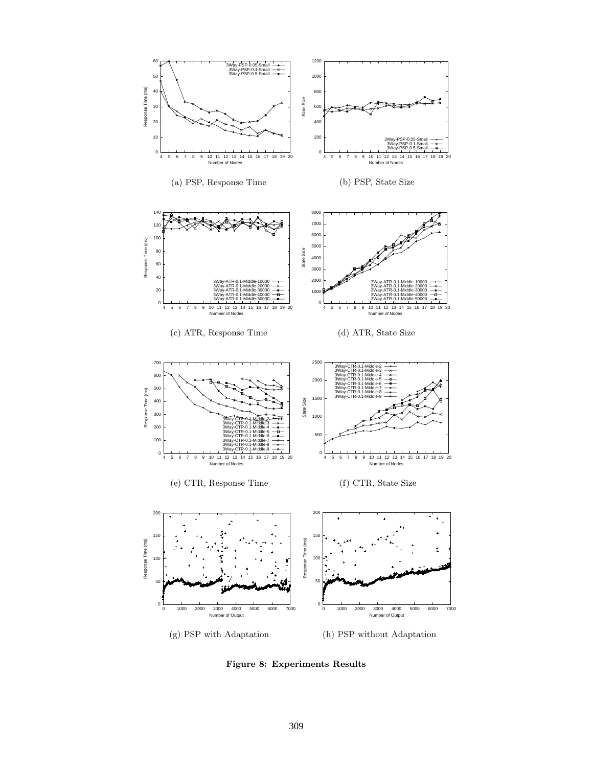(a) PSP, Response Time

(b) PSP, State Size

(c) ATR, Response Time

(d) ATR, State Size

(e) CTR, Response Time

(f) CTR, State Size

(g) PSP with Adaptation

(h) PSP without Adaptation

**Figure 8: Experiments Results**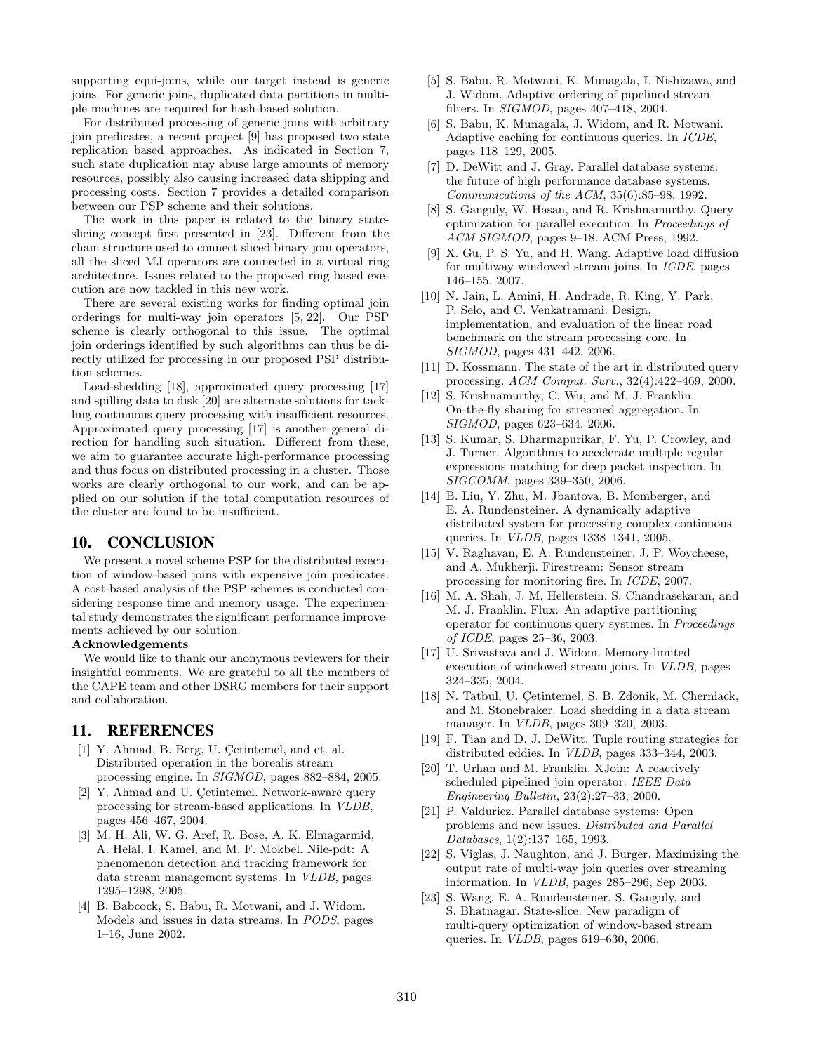supporting equi-joins, while our target instead is generic joins. For generic joins, duplicated data partitions in multiple machines are required for hash-based solution.

For distributed processing of generic joins with arbitrary join predicates, a recent project [9] has proposed two state replication based approaches. As indicated in Section 7, such state duplication may abuse large amounts of memory resources, possibly also causing increased data shipping and processing costs. Section 7 provides a detailed comparison between our PSP scheme and their solutions.

The work in this paper is related to the binary state-slicing concept first presented in [23]. Different from the chain structure used to connect sliced binary join operators, all the sliced MJ operators are connected in a virtual ring architecture. Issues related to the proposed ring based execution are now tackled in this new work.

There are several existing works for finding optimal join orderings for multi-way join operators [5, 22]. Our PSP scheme is clearly orthogonal to this issue. The optimal join orderings identified by such algorithms can thus be directly utilized for processing in our proposed PSP distribution schemes.

Load-shedding [18], approximated query processing [17] and spilling data to disk [20] are alternate solutions for tackling continuous query processing with insufficient resources. Approximated query processing [17] is another general direction for handling such situation. Different from these, we aim to guarantee accurate high-performance processing and thus focus on distributed processing in a cluster. Those works are clearly orthogonal to our work, and can be applied on our solution if the total computation resources of the cluster are found to be insufficient.

## 10. CONCLUSION

We present a novel scheme PSP for the distributed execution of window-based joins with expensive join predicates. A cost-based analysis of the PSP schemes is conducted considering response time and memory usage. The experimental study demonstrates the significant performance improvements achieved by our solution.

**Acknowledgements**

We would like to thank our anonymous reviewers for their insightful comments. We are grateful to all the members of the CAPE team and other DSRG members for their support and collaboration.

## 11. REFERENCES

[1] Y. Ahmad, B. Berg, U. Çetintemel, and et. al. Distributed operation in the borealis stream processing engine. In *SIGMOD*, pages 882–884, 2005.

[2] Y. Ahmad and U. Çetintemel. Network-aware query processing for stream-based applications. In *VLDB*, pages 456–467, 2004.

[3] M. H. Ali, W. G. Aref, R. Bose, A. K. Elmagarmid, A. Helal, I. Kamel, and M. F. Mokbel. Nile-pdt: A phenomenon detection and tracking framework for data stream management systems. In *VLDB*, pages 1295–1298, 2005.

[4] B. Babcock, S. Babu, R. Motwani, and J. Widom. Models and issues in data streams. In *PODS*, pages 1–16, June 2002.

[5] S. Babu, R. Motwani, K. Munagala, I. Nishizawa, and J. Widom. Adaptive ordering of pipelined stream filters. In *SIGMOD*, pages 407–418, 2004.

[6] S. Babu, K. Munagala, J. Widom, and R. Motwani. Adaptive caching for continuous queries. In *ICDE*, pages 118–129, 2005.

[7] D. DeWitt and J. Gray. Parallel database systems: the future of high performance database systems. *Communications of the ACM*, 35(6):85–98, 1992.

[8] S. Ganguly, W. Hasan, and R. Krishnamurthy. Query optimization for parallel execution. In *Proceedings of ACM SIGMOD*, pages 9–18. ACM Press, 1992.

[9] X. Gu, P. S. Yu, and H. Wang. Adaptive load diffusion for multiway windowed stream joins. In *ICDE*, pages 146–155, 2007.

[10] N. Jain, L. Amini, H. Andrade, R. King, Y. Park, P. Selo, and C. Venkatramani. Design, implementation, and evaluation of the linear road benchmark on the stream processing core. In *SIGMOD*, pages 431–442, 2006.

[11] D. Kossmann. The state of the art in distributed query processing. *ACM Comput. Surv.*, 32(4):422–469, 2000.

[12] S. Krishnamurthy, C. Wu, and M. J. Franklin. On-the-fly sharing for streamed aggregation. In *SIGMOD*, pages 623–634, 2006.

[13] S. Kumar, S. Dharmapurikar, F. Yu, P. Crowley, and J. Turner. Algorithms to accelerate multiple regular expressions matching for deep packet inspection. In *SIGCOMM*, pages 339–350, 2006.

[14] B. Liu, Y. Zhu, M. Jbantova, B. Momberger, and E. A. Rundensteiner. A dynamically adaptive distributed system for processing complex continuous queries. In *VLDB*, pages 1338–1341, 2005.

[15] V. Raghavan, E. A. Rundensteiner, J. P. Woycheese, and A. Mukherji. Firestream: Sensor stream processing for monitoring fire. In *ICDE*, 2007.

[16] M. A. Shah, J. M. Hellerstein, S. Chandrasekaran, and M. J. Franklin. Flux: An adaptive partitioning operator for continuous query systmes. In *Proceedings of ICDE*, pages 25–36, 2003.

[17] U. Srivastava and J. Widom. Memory-limited execution of windowed stream joins. In *VLDB*, pages 324–335, 2004.

[18] N. Tatbul, U. Çetintemel, S. B. Zdonik, M. Cherniack, and M. Stonebraker. Load shedding in a data stream manager. In *VLDB*, pages 309–320, 2003.

[19] F. Tian and D. J. DeWitt. Tuple routing strategies for distributed eddies. In *VLDB*, pages 333–344, 2003.

[20] T. Urhan and M. Franklin. XJoin: A reactively scheduled pipelined join operator. *IEEE Data Engineering Bulletin*, 23(2):27–33, 2000.

[21] P. Valduriez. Parallel database systems: Open problems and new issues. *Distributed and Parallel Databases*, 1(2):137–165, 1993.

[22] S. Viglas, J. Naughton, and J. Burger. Maximizing the output rate of multi-way join queries over streaming information. In *VLDB*, pages 285–296, Sep 2003.

[23] S. Wang, E. A. Rundensteiner, S. Ganguly, and S. Bhatnagar. State-slice: New paradigm of multi-query optimization of window-based stream queries. In *VLDB*, pages 619–630, 2006.